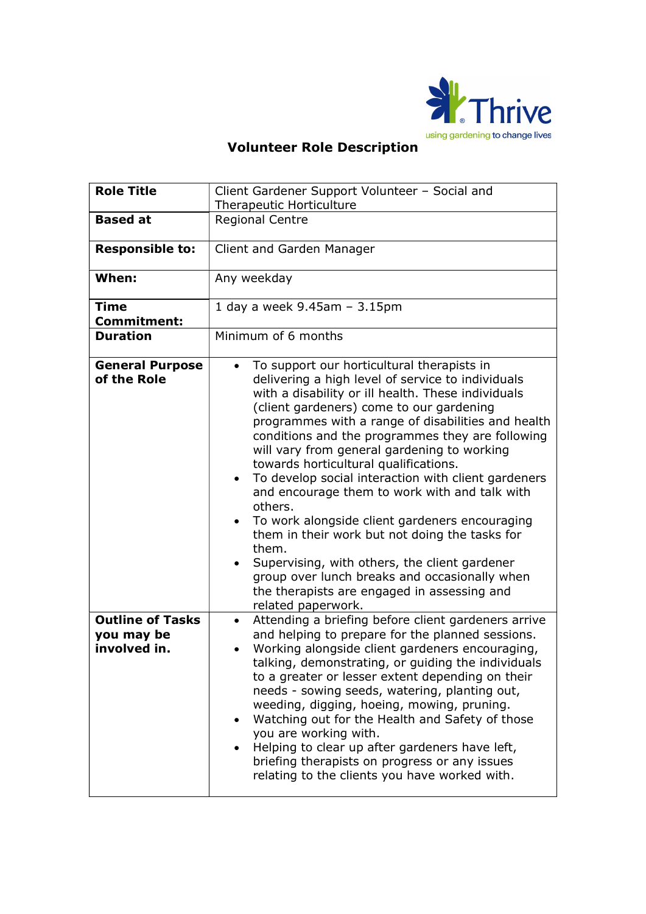Thrive
using gardening to change lives

# Volunteer Role Description

| Role Title | Client Gardener Support Volunteer – Social and Therapeutic Horticulture |
|---|---|
| **Based at** | Regional Centre |
| **Responsible to:** | Client and Garden Manager |
| **When:** | Any weekday |
| **Time Commitment:** | 1 day a week 9.45am – 3.15pm |
| **Duration** | Minimum of 6 months |
| **General Purpose of the Role** | • To support our horticultural therapists in delivering a high level of service to individuals with a disability or ill health. These individuals (client gardeners) come to our gardening programmes with a range of disabilities and health conditions and the programmes they are following will vary from general gardening to working towards horticultural qualifications.<br>• To develop social interaction with client gardeners and encourage them to work with and talk with others.<br>• To work alongside client gardeners encouraging them in their work but not doing the tasks for them.<br>• Supervising, with others, the client gardener group over lunch breaks and occasionally when the therapists are engaged in assessing and related paperwork. |
| **Outline of Tasks you may be involved in.** | • Attending a briefing before client gardeners arrive and helping to prepare for the planned sessions.<br>• Working alongside client gardeners encouraging, talking, demonstrating, or guiding the individuals to a greater or lesser extent depending on their needs - sowing seeds, watering, planting out, weeding, digging, hoeing, mowing, pruning.<br>• Watching out for the Health and Safety of those you are working with.<br>• Helping to clear up after gardeners have left, briefing therapists on progress or any issues relating to the clients you have worked with. |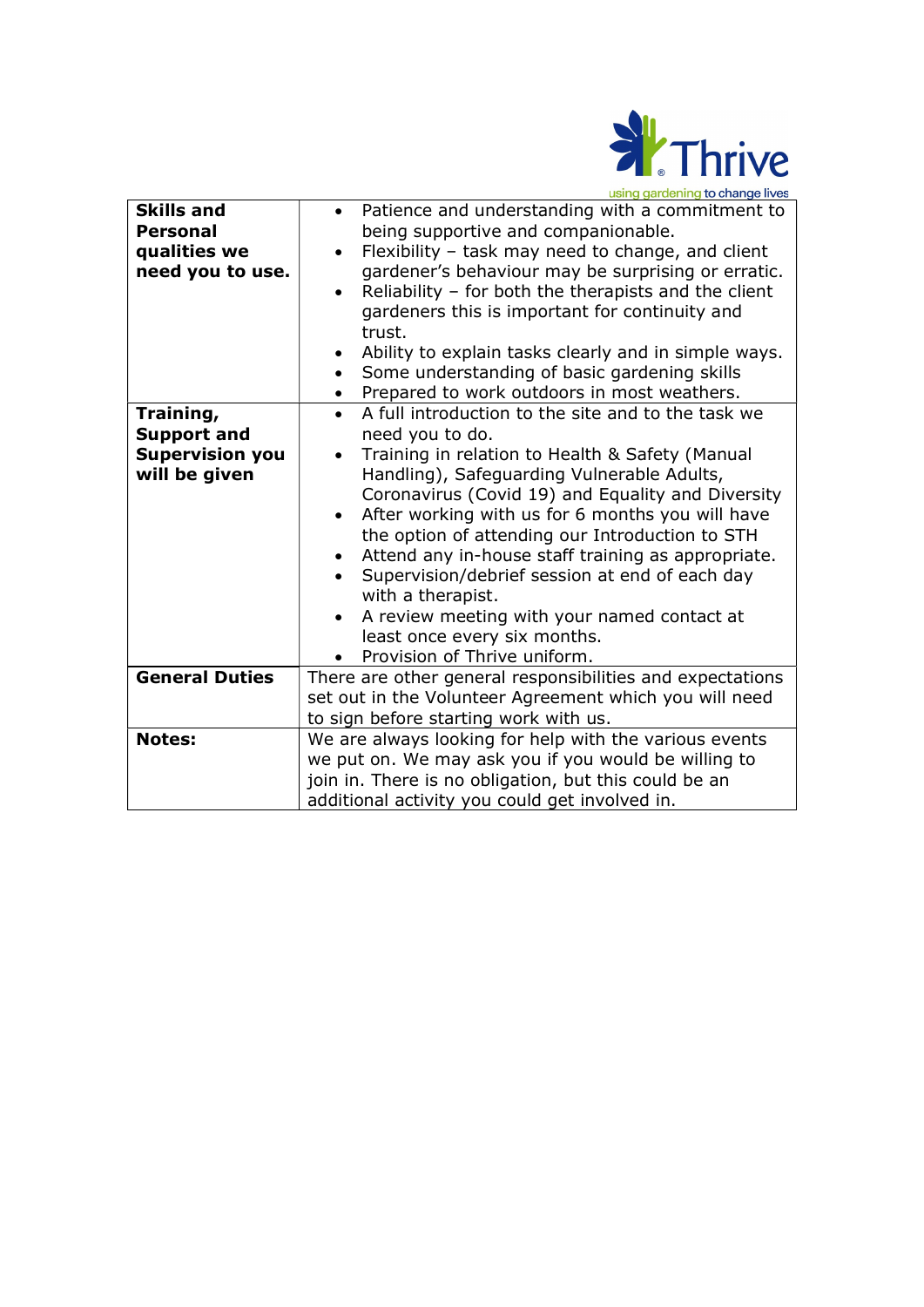| | |
|---|---|
| **Skills and Personal qualities we need you to use.** | • Patience and understanding with a commitment to being supportive and companionable.<br>• Flexibility – task may need to change, and client gardener's behaviour may be surprising or erratic.<br>• Reliability – for both the therapists and the client gardeners this is important for continuity and trust.<br>• Ability to explain tasks clearly and in simple ways.<br>• Some understanding of basic gardening skills<br>• Prepared to work outdoors in most weathers. |
| **Training, Support and Supervision you will be given** | • A full introduction to the site and to the task we need you to do.<br>• Training in relation to Health & Safety (Manual Handling), Safeguarding Vulnerable Adults, Coronavirus (Covid 19) and Equality and Diversity<br>• After working with us for 6 months you will have the option of attending our Introduction to STH<br>• Attend any in-house staff training as appropriate.<br>• Supervision/debrief session at end of each day with a therapist.<br>• A review meeting with your named contact at least once every six months.<br>• Provision of Thrive uniform. |
| **General Duties** | There are other general responsibilities and expectations set out in the Volunteer Agreement which you will need to sign before starting work with us. |
| **Notes:** | We are always looking for help with the various events we put on. We may ask you if you would be willing to join in. There is no obligation, but this could be an additional activity you could get involved in. |